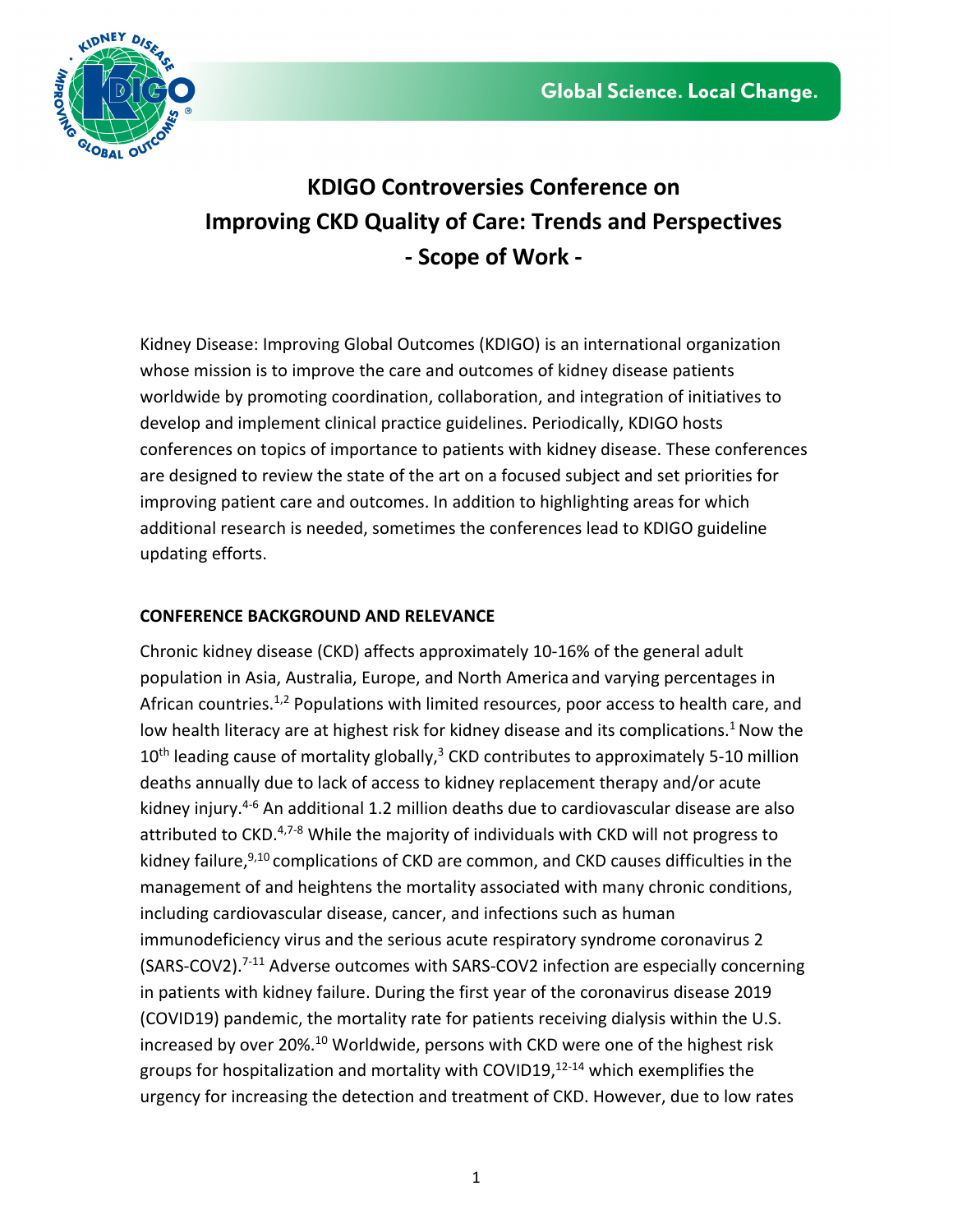# KDIGO Controversies Conference on Improving CKD Quality of Care: Trends and Perspectives - Scope of Work -

Kidney Disease: Improving Global Outcomes (KDIGO) is an international organization whose mission is to improve the care and outcomes of kidney disease patients worldwide by promoting coordination, collaboration, and integration of initiatives to develop and implement clinical practice guidelines. Periodically, KDIGO hosts conferences on topics of importance to patients with kidney disease. These conferences are designed to review the state of the art on a focused subject and set priorities for improving patient care and outcomes. In addition to highlighting areas for which additional research is needed, sometimes the conferences lead to KDIGO guideline updating efforts.

## CONFERENCE BACKGROUND AND RELEVANCE

Chronic kidney disease (CKD) affects approximately 10-16% of the general adult population in Asia, Australia, Europe, and North America and varying percentages in African countries.[1,2] Populations with limited resources, poor access to health care, and low health literacy are at highest risk for kidney disease and its complications.[1] Now the 10th leading cause of mortality globally,[3] CKD contributes to approximately 5-10 million deaths annually due to lack of access to kidney replacement therapy and/or acute kidney injury.[4-6] An additional 1.2 million deaths due to cardiovascular disease are also attributed to CKD.[4,7-8] While the majority of individuals with CKD will not progress to kidney failure,[9,10] complications of CKD are common, and CKD causes difficulties in the management of and heightens the mortality associated with many chronic conditions, including cardiovascular disease, cancer, and infections such as human immunodeficiency virus and the serious acute respiratory syndrome coronavirus 2 (SARS-COV2).[7-11] Adverse outcomes with SARS-COV2 infection are especially concerning in patients with kidney failure. During the first year of the coronavirus disease 2019 (COVID19) pandemic, the mortality rate for patients receiving dialysis within the U.S. increased by over 20%.[10] Worldwide, persons with CKD were one of the highest risk groups for hospitalization and mortality with COVID19,[12-14] which exemplifies the urgency for increasing the detection and treatment of CKD. However, due to low rates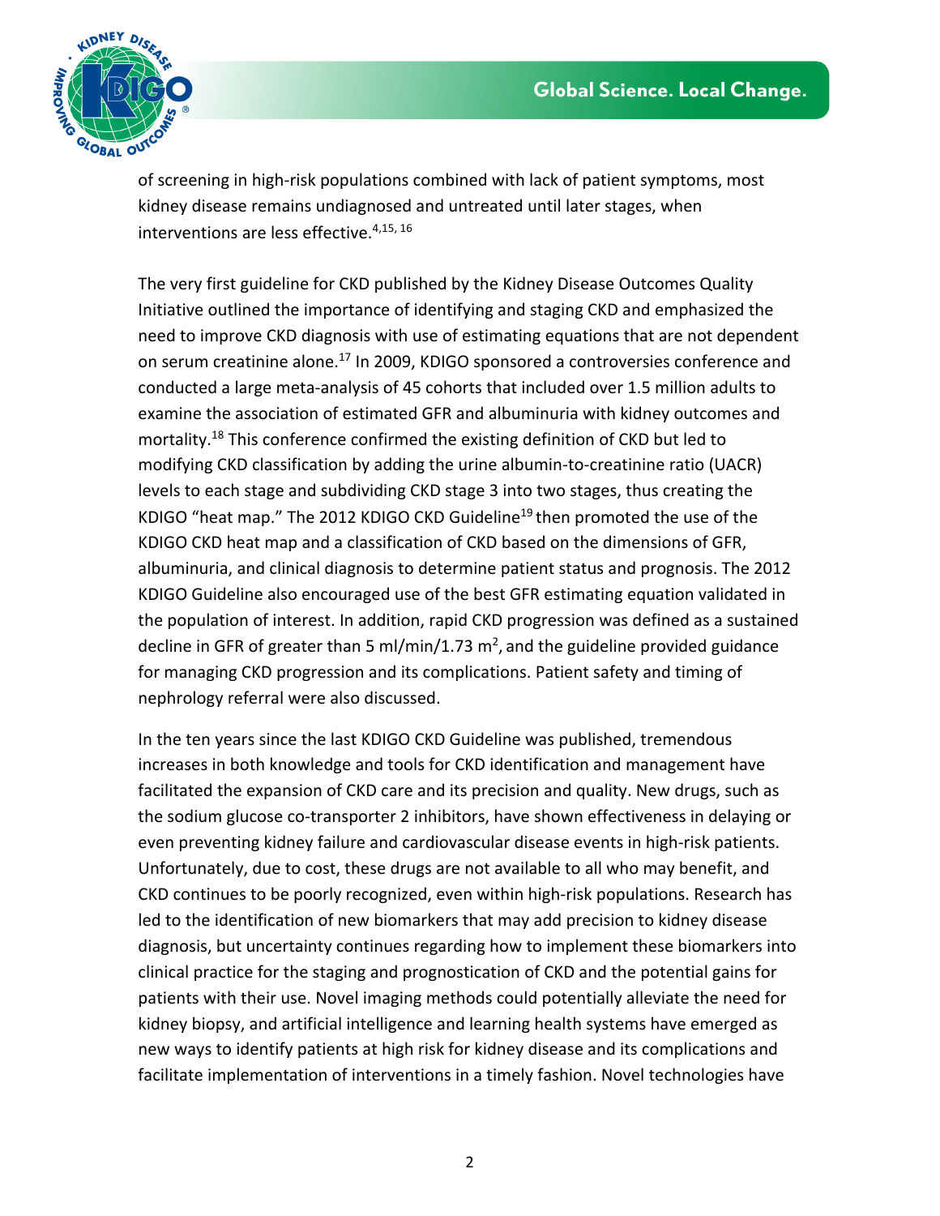of screening in high-risk populations combined with lack of patient symptoms, most kidney disease remains undiagnosed and untreated until later stages, when interventions are less effective.[4,15, 16]

The very first guideline for CKD published by the Kidney Disease Outcomes Quality Initiative outlined the importance of identifying and staging CKD and emphasized the need to improve CKD diagnosis with use of estimating equations that are not dependent on serum creatinine alone.[17] In 2009, KDIGO sponsored a controversies conference and conducted a large meta-analysis of 45 cohorts that included over 1.5 million adults to examine the association of estimated GFR and albuminuria with kidney outcomes and mortality.[18] This conference confirmed the existing definition of CKD but led to modifying CKD classification by adding the urine albumin-to-creatinine ratio (UACR) levels to each stage and subdividing CKD stage 3 into two stages, thus creating the KDIGO "heat map." The 2012 KDIGO CKD Guideline[19] then promoted the use of the KDIGO CKD heat map and a classification of CKD based on the dimensions of GFR, albuminuria, and clinical diagnosis to determine patient status and prognosis. The 2012 KDIGO Guideline also encouraged use of the best GFR estimating equation validated in the population of interest. In addition, rapid CKD progression was defined as a sustained decline in GFR of greater than 5 ml/min/1.73 $m^2$, and the guideline provided guidance for managing CKD progression and its complications. Patient safety and timing of nephrology referral were also discussed.

In the ten years since the last KDIGO CKD Guideline was published, tremendous increases in both knowledge and tools for CKD identification and management have facilitated the expansion of CKD care and its precision and quality. New drugs, such as the sodium glucose co-transporter 2 inhibitors, have shown effectiveness in delaying or even preventing kidney failure and cardiovascular disease events in high-risk patients. Unfortunately, due to cost, these drugs are not available to all who may benefit, and CKD continues to be poorly recognized, even within high-risk populations. Research has led to the identification of new biomarkers that may add precision to kidney disease diagnosis, but uncertainty continues regarding how to implement these biomarkers into clinical practice for the staging and prognostication of CKD and the potential gains for patients with their use. Novel imaging methods could potentially alleviate the need for kidney biopsy, and artificial intelligence and learning health systems have emerged as new ways to identify patients at high risk for kidney disease and its complications and facilitate implementation of interventions in a timely fashion. Novel technologies have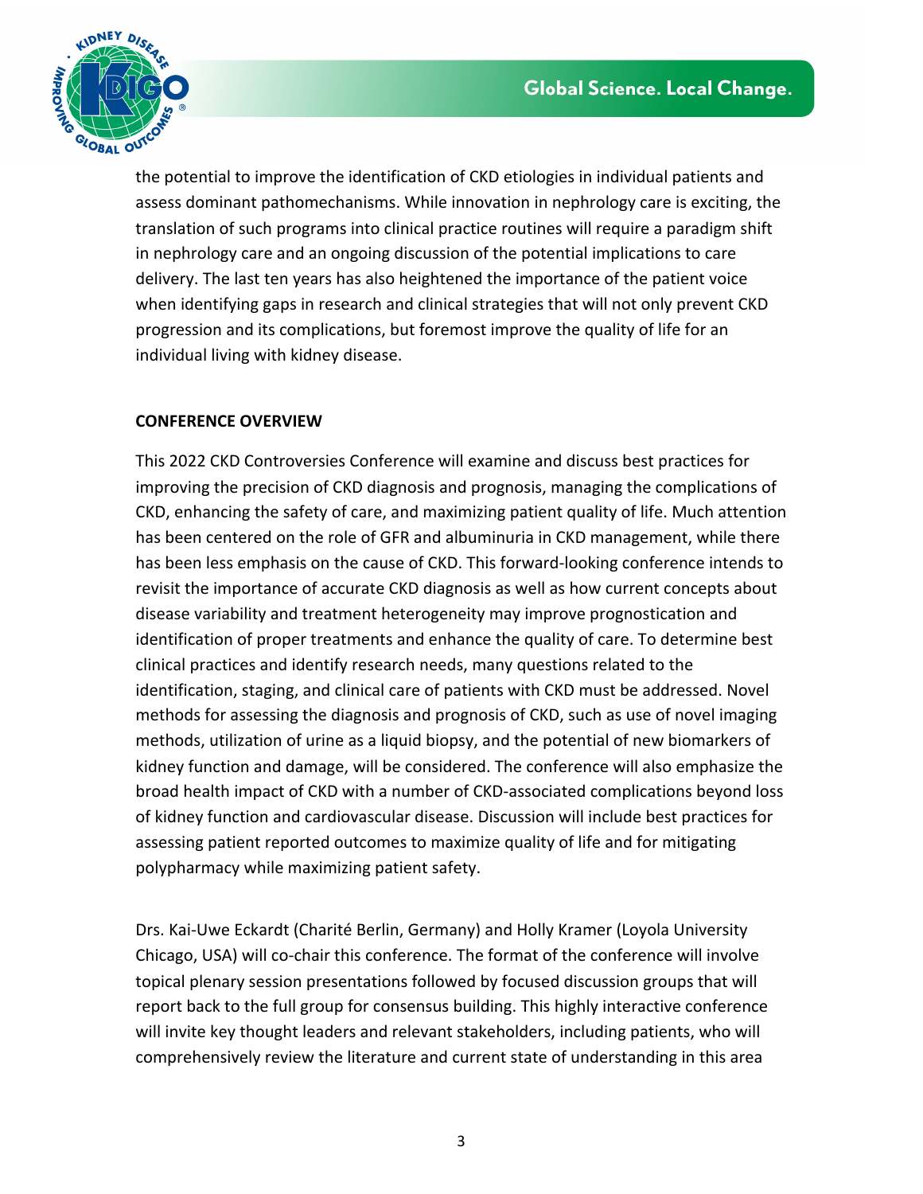the potential to improve the identification of CKD etiologies in individual patients and assess dominant pathomechanisms. While innovation in nephrology care is exciting, the translation of such programs into clinical practice routines will require a paradigm shift in nephrology care and an ongoing discussion of the potential implications to care delivery. The last ten years has also heightened the importance of the patient voice when identifying gaps in research and clinical strategies that will not only prevent CKD progression and its complications, but foremost improve the quality of life for an individual living with kidney disease.

**CONFERENCE OVERVIEW**

This 2022 CKD Controversies Conference will examine and discuss best practices for improving the precision of CKD diagnosis and prognosis, managing the complications of CKD, enhancing the safety of care, and maximizing patient quality of life. Much attention has been centered on the role of GFR and albuminuria in CKD management, while there has been less emphasis on the cause of CKD. This forward-looking conference intends to revisit the importance of accurate CKD diagnosis as well as how current concepts about disease variability and treatment heterogeneity may improve prognostication and identification of proper treatments and enhance the quality of care. To determine best clinical practices and identify research needs, many questions related to the identification, staging, and clinical care of patients with CKD must be addressed. Novel methods for assessing the diagnosis and prognosis of CKD, such as use of novel imaging methods, utilization of urine as a liquid biopsy, and the potential of new biomarkers of kidney function and damage, will be considered. The conference will also emphasize the broad health impact of CKD with a number of CKD-associated complications beyond loss of kidney function and cardiovascular disease. Discussion will include best practices for assessing patient reported outcomes to maximize quality of life and for mitigating polypharmacy while maximizing patient safety.

Drs. Kai-Uwe Eckardt (Charité Berlin, Germany) and Holly Kramer (Loyola University Chicago, USA) will co-chair this conference. The format of the conference will involve topical plenary session presentations followed by focused discussion groups that will report back to the full group for consensus building. This highly interactive conference will invite key thought leaders and relevant stakeholders, including patients, who will comprehensively review the literature and current state of understanding in this area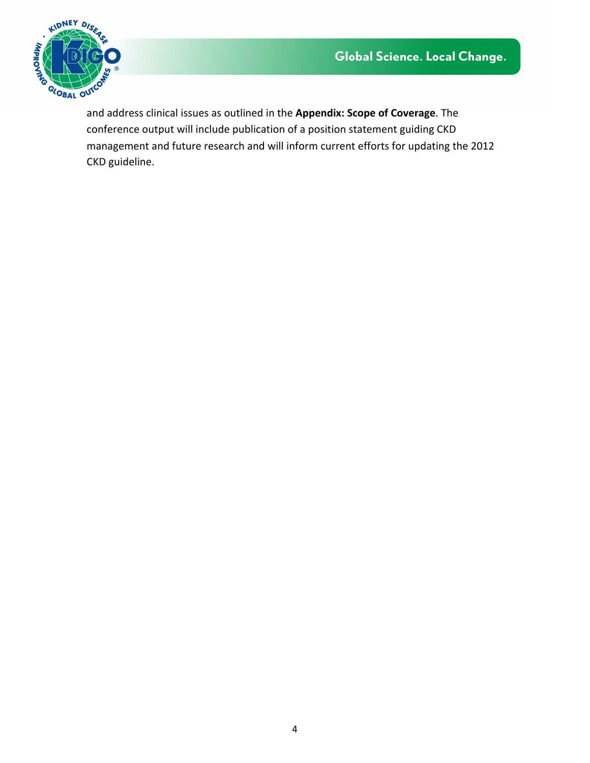and address clinical issues as outlined in the **Appendix: Scope of Coverage**. The conference output will include publication of a position statement guiding CKD management and future research and will inform current efforts for updating the 2012 CKD guideline.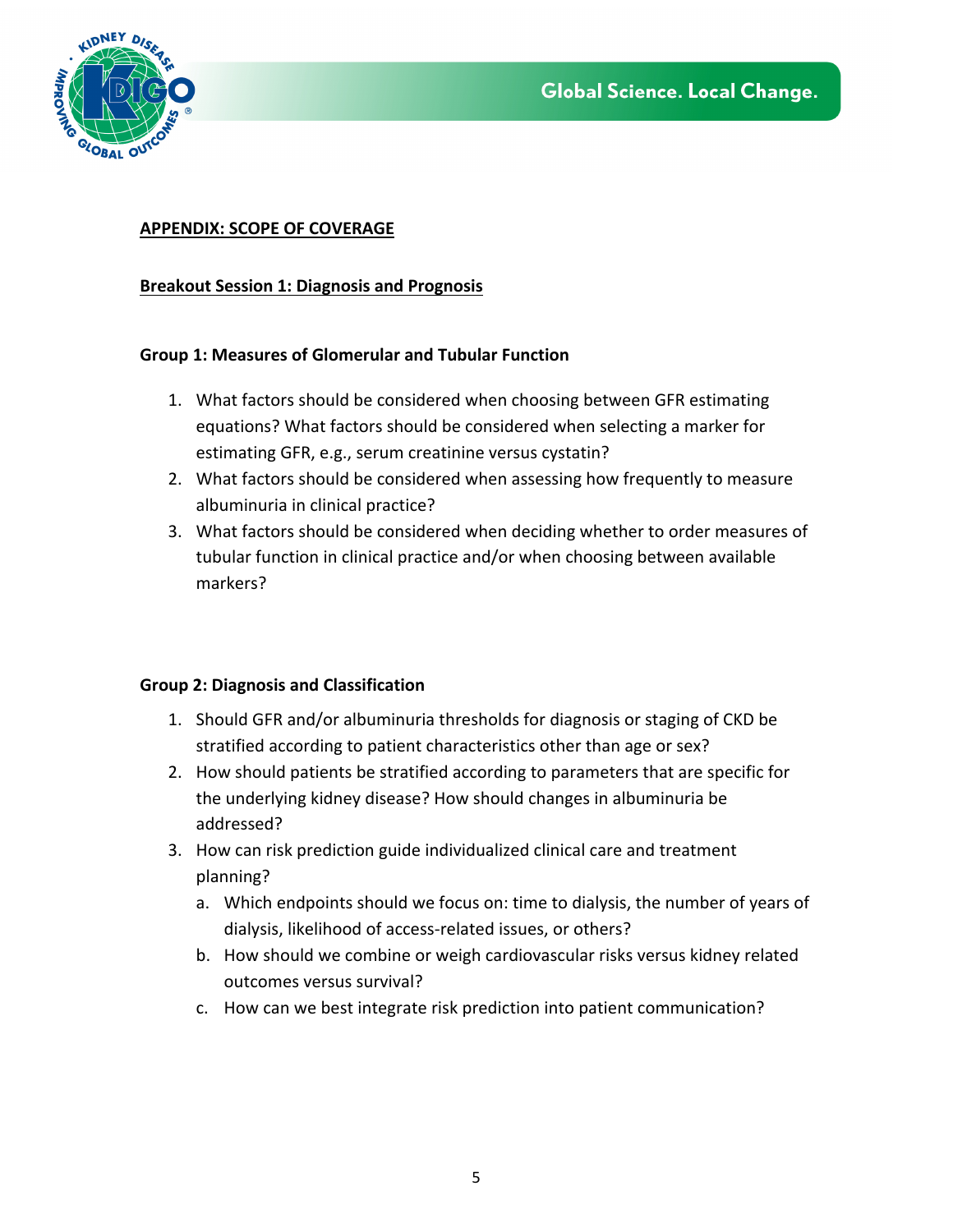## APPENDIX: SCOPE OF COVERAGE

### Breakout Session 1: Diagnosis and Prognosis

#### Group 1: Measures of Glomerular and Tubular Function

1. What factors should be considered when choosing between GFR estimating equations? What factors should be considered when selecting a marker for estimating GFR, e.g., serum creatinine versus cystatin?
2. What factors should be considered when assessing how frequently to measure albuminuria in clinical practice?
3. What factors should be considered when deciding whether to order measures of tubular function in clinical practice and/or when choosing between available markers?

#### Group 2: Diagnosis and Classification

1. Should GFR and/or albuminuria thresholds for diagnosis or staging of CKD be stratified according to patient characteristics other than age or sex?
2. How should patients be stratified according to parameters that are specific for the underlying kidney disease? How should changes in albuminuria be addressed?
3. How can risk prediction guide individualized clinical care and treatment planning?
   a. Which endpoints should we focus on: time to dialysis, the number of years of dialysis, likelihood of access-related issues, or others?
   b. How should we combine or weigh cardiovascular risks versus kidney related outcomes versus survival?
   c. How can we best integrate risk prediction into patient communication?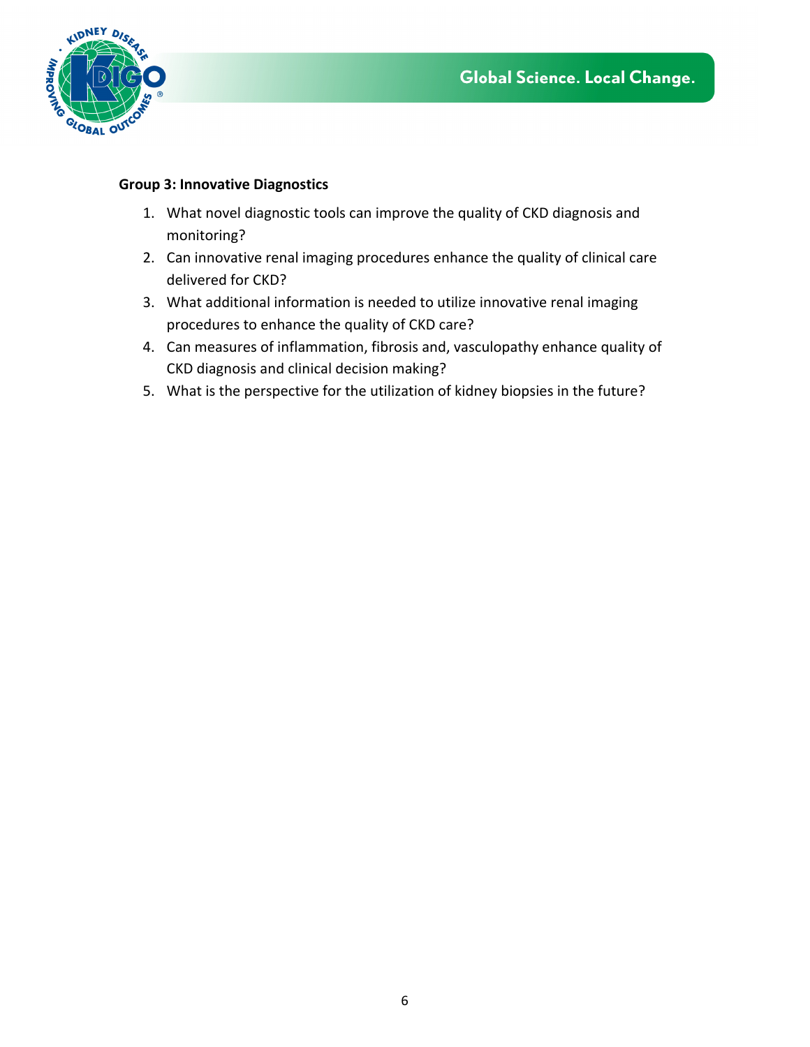**Group 3: Innovative Diagnostics**

1. What novel diagnostic tools can improve the quality of CKD diagnosis and monitoring?
2. Can innovative renal imaging procedures enhance the quality of clinical care delivered for CKD?
3. What additional information is needed to utilize innovative renal imaging procedures to enhance the quality of CKD care?
4. Can measures of inflammation, fibrosis and, vasculopathy enhance quality of CKD diagnosis and clinical decision making?
5. What is the perspective for the utilization of kidney biopsies in the future?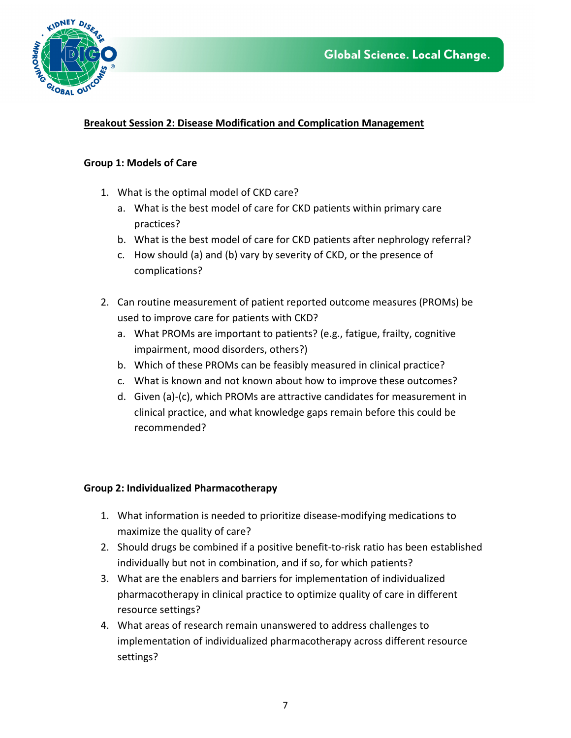## Breakout Session 2: Disease Modification and Complication Management

### Group 1: Models of Care

1. What is the optimal model of CKD care?
   a. What is the best model of care for CKD patients within primary care practices?
   b. What is the best model of care for CKD patients after nephrology referral?
   c. How should (a) and (b) vary by severity of CKD, or the presence of complications?

2. Can routine measurement of patient reported outcome measures (PROMs) be used to improve care for patients with CKD?
   a. What PROMs are important to patients? (e.g., fatigue, frailty, cognitive impairment, mood disorders, others?)
   b. Which of these PROMs can be feasibly measured in clinical practice?
   c. What is known and not known about how to improve these outcomes?
   d. Given (a)-(c), which PROMs are attractive candidates for measurement in clinical practice, and what knowledge gaps remain before this could be recommended?

### Group 2: Individualized Pharmacotherapy

1. What information is needed to prioritize disease-modifying medications to maximize the quality of care?
2. Should drugs be combined if a positive benefit-to-risk ratio has been established individually but not in combination, and if so, for which patients?
3. What are the enablers and barriers for implementation of individualized pharmacotherapy in clinical practice to optimize quality of care in different resource settings?
4. What areas of research remain unanswered to address challenges to implementation of individualized pharmacotherapy across different resource settings?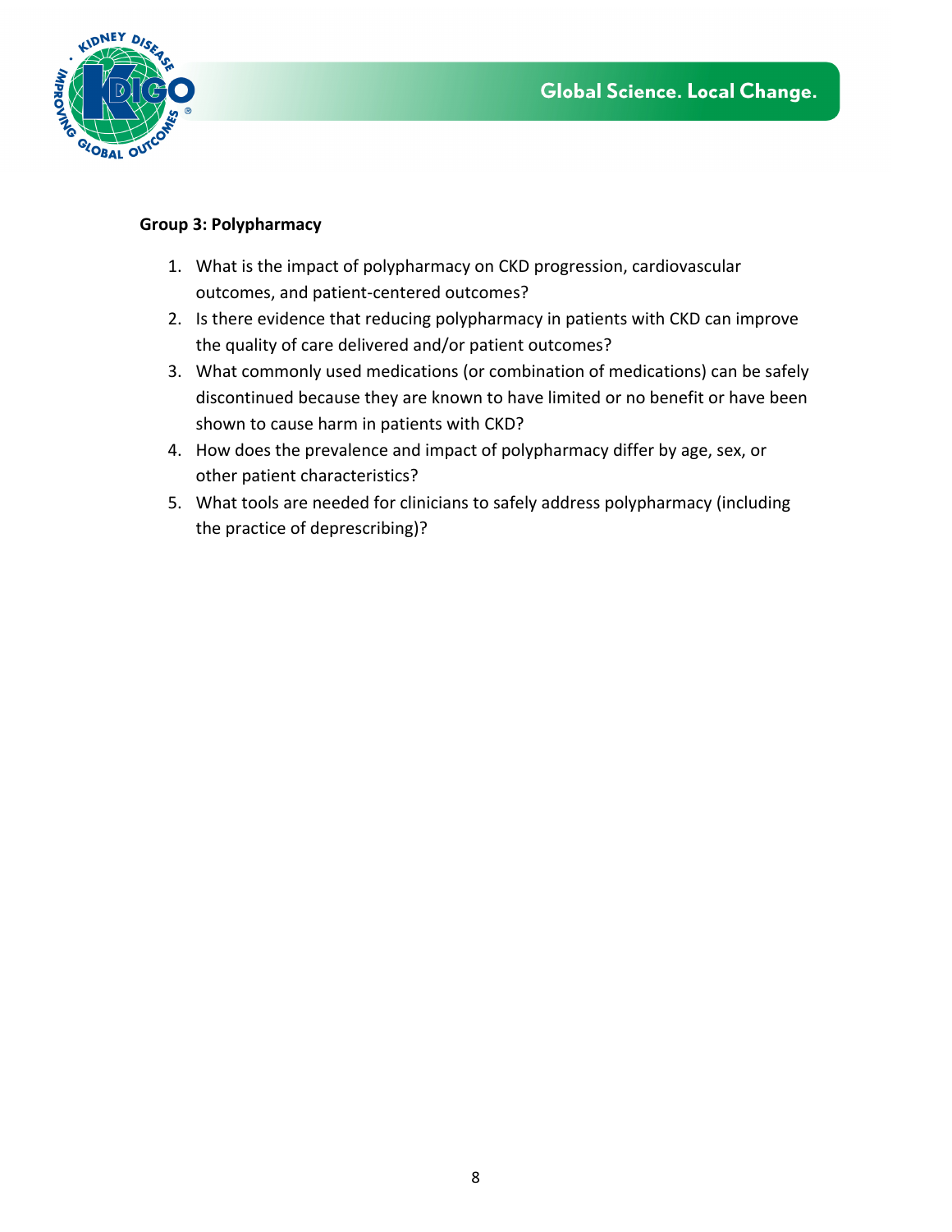**Group 3: Polypharmacy**

1. What is the impact of polypharmacy on CKD progression, cardiovascular outcomes, and patient-centered outcomes?
2. Is there evidence that reducing polypharmacy in patients with CKD can improve the quality of care delivered and/or patient outcomes?
3. What commonly used medications (or combination of medications) can be safely discontinued because they are known to have limited or no benefit or have been shown to cause harm in patients with CKD?
4. How does the prevalence and impact of polypharmacy differ by age, sex, or other patient characteristics?
5. What tools are needed for clinicians to safely address polypharmacy (including the practice of deprescribing)?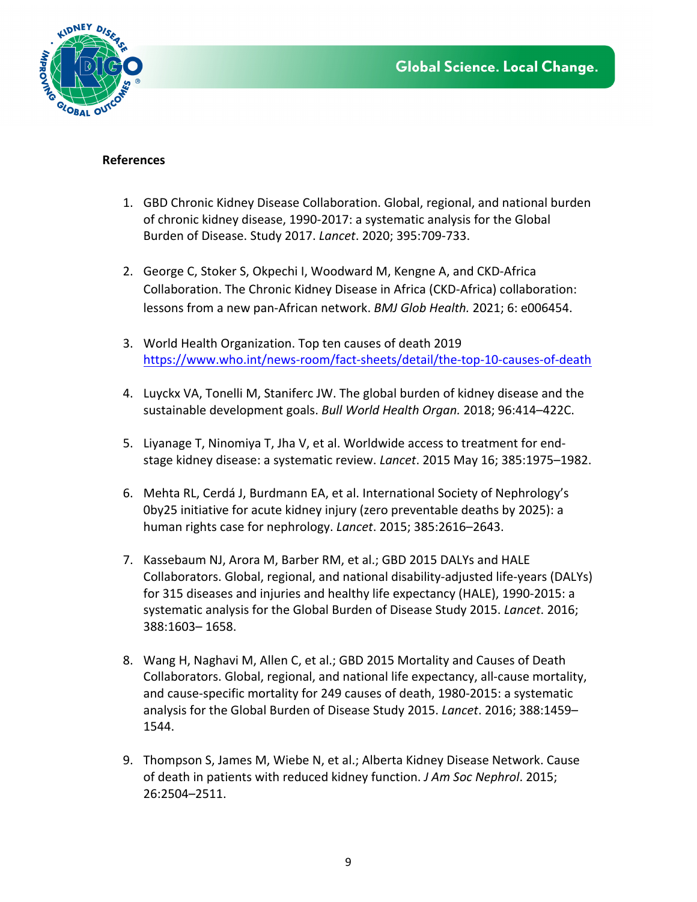**References**

1. GBD Chronic Kidney Disease Collaboration. Global, regional, and national burden of chronic kidney disease, 1990-2017: a systematic analysis for the Global Burden of Disease. Study 2017. *Lancet*. 2020; 395:709-733.

2. George C, Stoker S, Okpechi I, Woodward M, Kengne A, and CKD-Africa Collaboration. The Chronic Kidney Disease in Africa (CKD-Africa) collaboration: lessons from a new pan-African network. *BMJ Glob Health.* 2021; 6: e006454.

3. World Health Organization. Top ten causes of death 2019 https://www.who.int/news-room/fact-sheets/detail/the-top-10-causes-of-death

4. Luyckx VA, Tonelli M, Staniferc JW. The global burden of kidney disease and the sustainable development goals. *Bull World Health Organ.* 2018; 96:414–422C.

5. Liyanage T, Ninomiya T, Jha V, et al. Worldwide access to treatment for end-stage kidney disease: a systematic review. *Lancet*. 2015 May 16; 385:1975–1982.

6. Mehta RL, Cerdá J, Burdmann EA, et al. International Society of Nephrology's 0by25 initiative for acute kidney injury (zero preventable deaths by 2025): a human rights case for nephrology. *Lancet*. 2015; 385:2616–2643.

7. Kassebaum NJ, Arora M, Barber RM, et al.; GBD 2015 DALYs and HALE Collaborators. Global, regional, and national disability-adjusted life-years (DALYs) for 315 diseases and injuries and healthy life expectancy (HALE), 1990-2015: a systematic analysis for the Global Burden of Disease Study 2015. *Lancet*. 2016; 388:1603– 1658.

8. Wang H, Naghavi M, Allen C, et al.; GBD 2015 Mortality and Causes of Death Collaborators. Global, regional, and national life expectancy, all-cause mortality, and cause-specific mortality for 249 causes of death, 1980-2015: a systematic analysis for the Global Burden of Disease Study 2015. *Lancet*. 2016; 388:1459–1544.

9. Thompson S, James M, Wiebe N, et al.; Alberta Kidney Disease Network. Cause of death in patients with reduced kidney function. *J Am Soc Nephrol*. 2015; 26:2504–2511.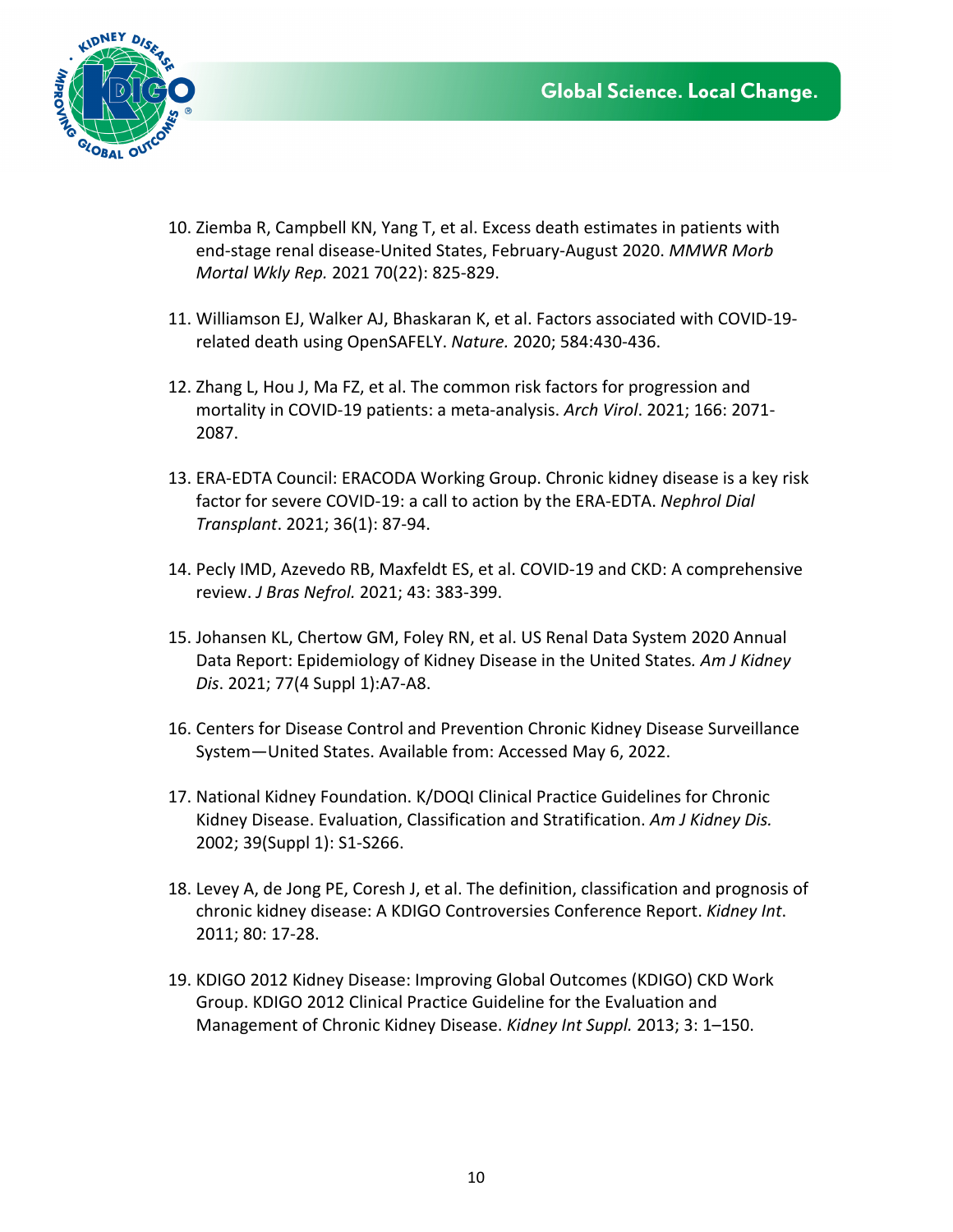10. Ziemba R, Campbell KN, Yang T, et al. Excess death estimates in patients with end-stage renal disease-United States, February-August 2020. *MMWR Morb Mortal Wkly Rep.* 2021 70(22): 825-829.

11. Williamson EJ, Walker AJ, Bhaskaran K, et al. Factors associated with COVID-19-related death using OpenSAFELY. *Nature.* 2020; 584:430-436.

12. Zhang L, Hou J, Ma FZ, et al. The common risk factors for progression and mortality in COVID-19 patients: a meta-analysis. *Arch Virol*. 2021; 166: 2071-2087.

13. ERA-EDTA Council: ERACODA Working Group. Chronic kidney disease is a key risk factor for severe COVID-19: a call to action by the ERA-EDTA. *Nephrol Dial Transplant*. 2021; 36(1): 87-94.

14. Pecly IMD, Azevedo RB, Maxfeldt ES, et al. COVID-19 and CKD: A comprehensive review. *J Bras Nefrol.* 2021; 43: 383-399.

15. Johansen KL, Chertow GM, Foley RN, et al. US Renal Data System 2020 Annual Data Report: Epidemiology of Kidney Disease in the United States. *Am J Kidney Dis*. 2021; 77(4 Suppl 1):A7-A8.

16. Centers for Disease Control and Prevention Chronic Kidney Disease Surveillance System—United States. Available from: Accessed May 6, 2022.

17. National Kidney Foundation. K/DOQI Clinical Practice Guidelines for Chronic Kidney Disease. Evaluation, Classification and Stratification. *Am J Kidney Dis.* 2002; 39(Suppl 1): S1-S266.

18. Levey A, de Jong PE, Coresh J, et al. The definition, classification and prognosis of chronic kidney disease: A KDIGO Controversies Conference Report. *Kidney Int*. 2011; 80: 17-28.

19. KDIGO 2012 Kidney Disease: Improving Global Outcomes (KDIGO) CKD Work Group. KDIGO 2012 Clinical Practice Guideline for the Evaluation and Management of Chronic Kidney Disease. *Kidney Int Suppl.* 2013; 3: 1–150.